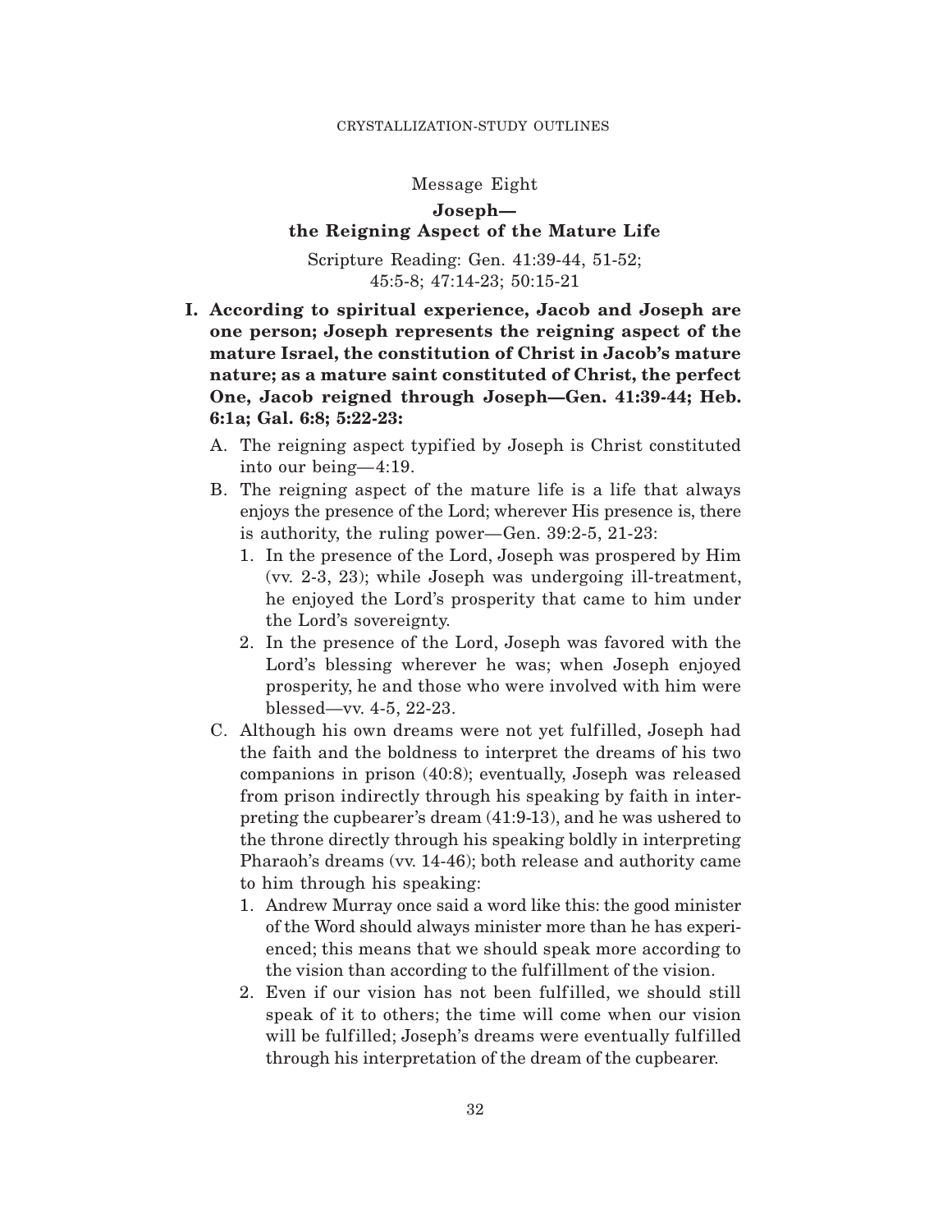## Message Eight

### Joseph—the Reigning Aspect of the Mature Life

Scripture Reading: Gen. 41:39-44, 51-52; 45:5-8; 47:14-23; 50:15-21

**I. According to spiritual experience, Jacob and Joseph are one person; Joseph represents the reigning aspect of the mature Israel, the constitution of Christ in Jacob's mature nature; as a mature saint constituted of Christ, the perfect One, Jacob reigned through Joseph—Gen. 41:39-44; Heb. 6:1a; Gal. 6:8; 5:22-23:**

A. The reigning aspect typified by Joseph is Christ constituted into our being—4:19.

B. The reigning aspect of the mature life is a life that always enjoys the presence of the Lord; wherever His presence is, there is authority, the ruling power—Gen. 39:2-5, 21-23:

1. In the presence of the Lord, Joseph was prospered by Him (vv. 2-3, 23); while Joseph was undergoing ill-treatment, he enjoyed the Lord's prosperity that came to him under the Lord's sovereignty.
2. In the presence of the Lord, Joseph was favored with the Lord's blessing wherever he was; when Joseph enjoyed prosperity, he and those who were involved with him were blessed—vv. 4-5, 22-23.

C. Although his own dreams were not yet fulfilled, Joseph had the faith and the boldness to interpret the dreams of his two companions in prison (40:8); eventually, Joseph was released from prison indirectly through his speaking by faith in interpreting the cupbearer's dream (41:9-13), and he was ushered to the throne directly through his speaking boldly in interpreting Pharaoh's dreams (vv. 14-46); both release and authority came to him through his speaking:

1. Andrew Murray once said a word like this: the good minister of the Word should always minister more than he has experienced; this means that we should speak more according to the vision than according to the fulfillment of the vision.
2. Even if our vision has not been fulfilled, we should still speak of it to others; the time will come when our vision will be fulfilled; Joseph's dreams were eventually fulfilled through his interpretation of the dream of the cupbearer.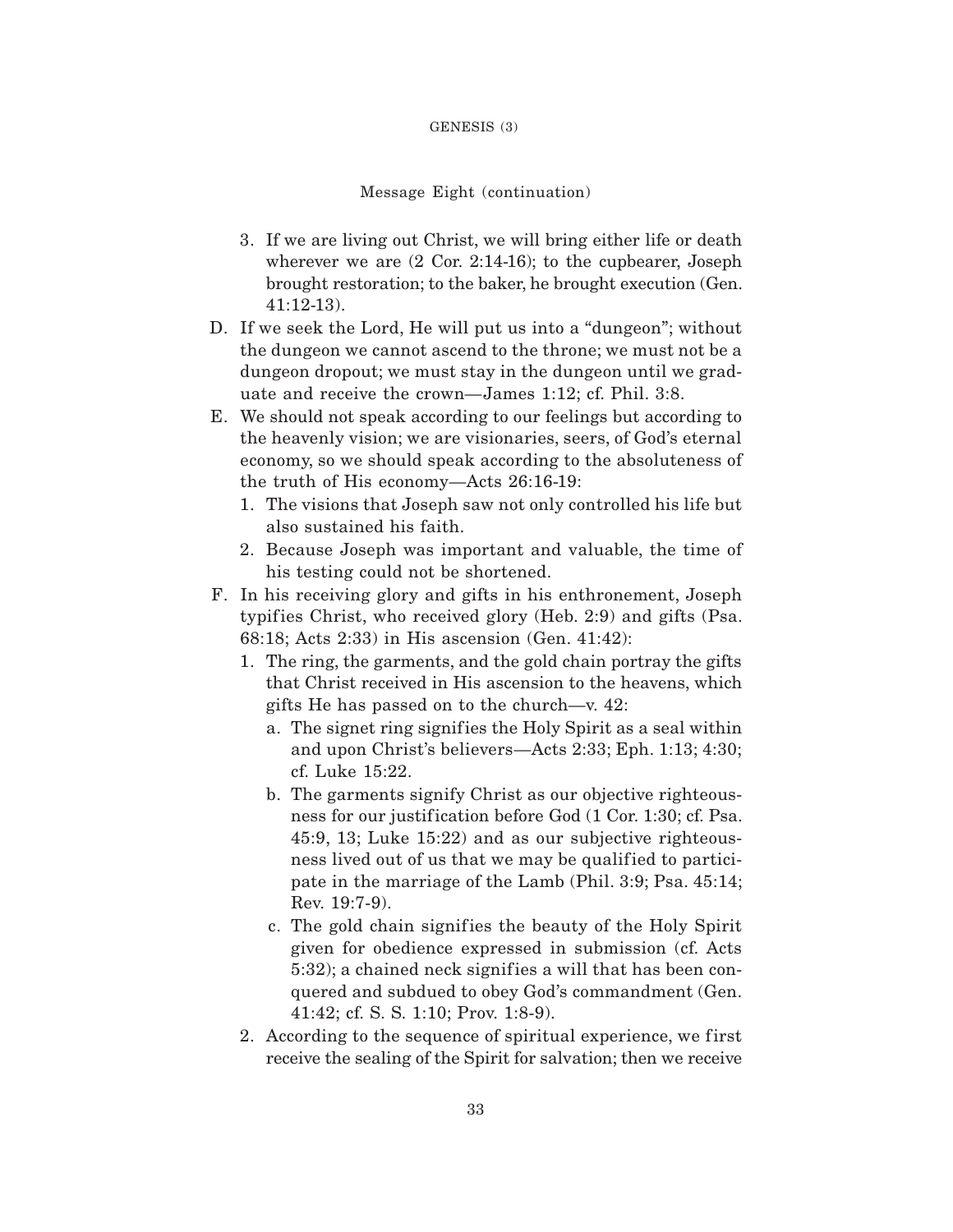Message Eight (continuation)

3. If we are living out Christ, we will bring either life or death wherever we are (2 Cor. 2:14-16); to the cupbearer, Joseph brought restoration; to the baker, he brought execution (Gen. 41:12-13).

D. If we seek the Lord, He will put us into a "dungeon"; without the dungeon we cannot ascend to the throne; we must not be a dungeon dropout; we must stay in the dungeon until we graduate and receive the crown—James 1:12; cf. Phil. 3:8.

E. We should not speak according to our feelings but according to the heavenly vision; we are visionaries, seers, of God's eternal economy, so we should speak according to the absoluteness of the truth of His economy—Acts 26:16-19:

1. The visions that Joseph saw not only controlled his life but also sustained his faith.
2. Because Joseph was important and valuable, the time of his testing could not be shortened.

F. In his receiving glory and gifts in his enthronement, Joseph typifies Christ, who received glory (Heb. 2:9) and gifts (Psa. 68:18; Acts 2:33) in His ascension (Gen. 41:42):

1. The ring, the garments, and the gold chain portray the gifts that Christ received in His ascension to the heavens, which gifts He has passed on to the church—v. 42:
   a. The signet ring signifies the Holy Spirit as a seal within and upon Christ's believers—Acts 2:33; Eph. 1:13; 4:30; cf. Luke 15:22.
   b. The garments signify Christ as our objective righteousness for our justification before God (1 Cor. 1:30; cf. Psa. 45:9, 13; Luke 15:22) and as our subjective righteousness lived out of us that we may be qualified to participate in the marriage of the Lamb (Phil. 3:9; Psa. 45:14; Rev. 19:7-9).
   c. The gold chain signifies the beauty of the Holy Spirit given for obedience expressed in submission (cf. Acts 5:32); a chained neck signifies a will that has been conquered and subdued to obey God's commandment (Gen. 41:42; cf. S. S. 1:10; Prov. 1:8-9).
2. According to the sequence of spiritual experience, we first receive the sealing of the Spirit for salvation; then we receive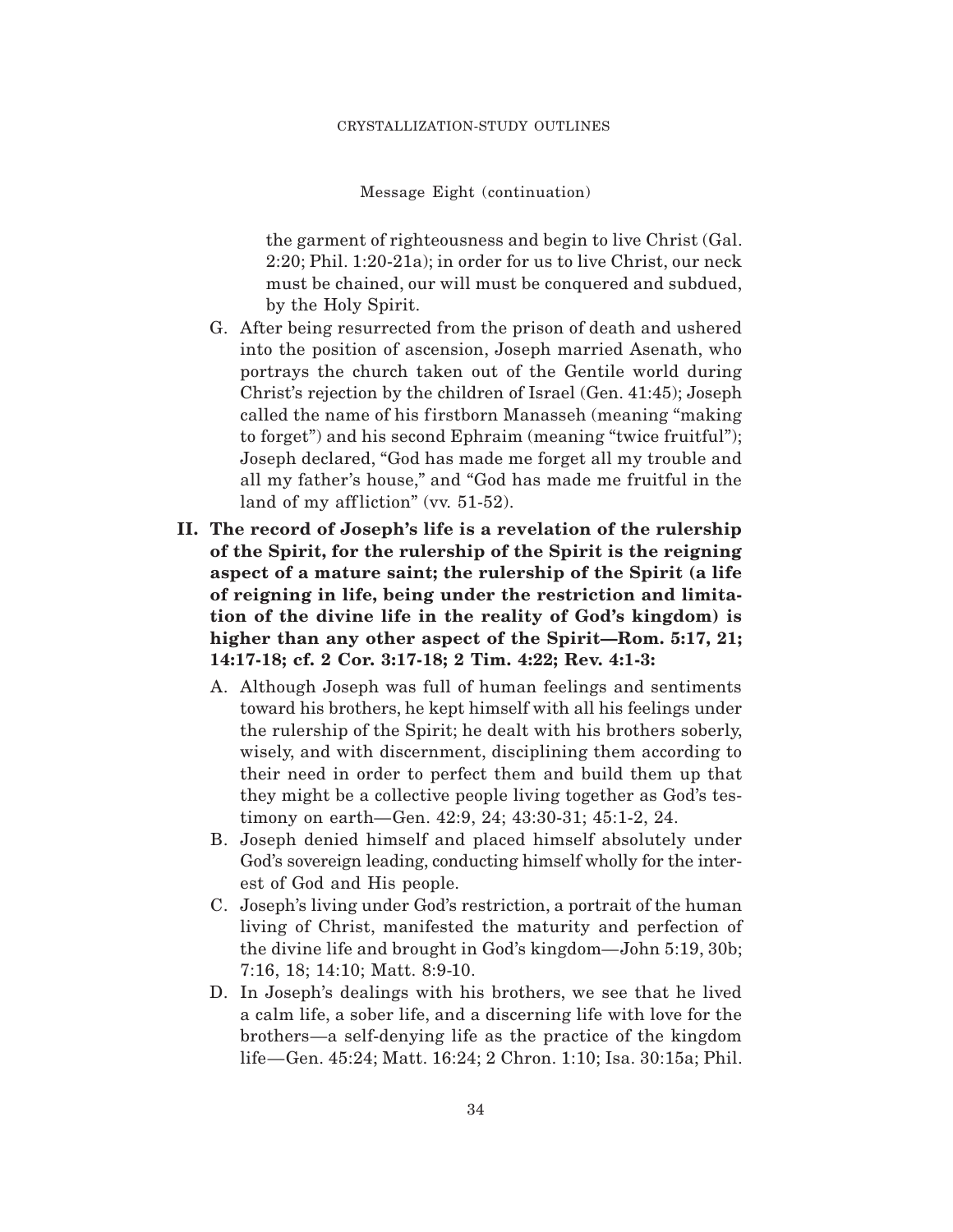Message Eight (continuation)

the garment of righteousness and begin to live Christ (Gal. 2:20; Phil. 1:20-21a); in order for us to live Christ, our neck must be chained, our will must be conquered and subdued, by the Holy Spirit.

G. After being resurrected from the prison of death and ushered into the position of ascension, Joseph married Asenath, who portrays the church taken out of the Gentile world during Christ's rejection by the children of Israel (Gen. 41:45); Joseph called the name of his firstborn Manasseh (meaning "making to forget") and his second Ephraim (meaning "twice fruitful"); Joseph declared, "God has made me forget all my trouble and all my father's house," and "God has made me fruitful in the land of my affliction" (vv. 51-52).

**II. The record of Joseph's life is a revelation of the rulership of the Spirit, for the rulership of the Spirit is the reigning aspect of a mature saint; the rulership of the Spirit (a life of reigning in life, being under the restriction and limitation of the divine life in the reality of God's kingdom) is higher than any other aspect of the Spirit—Rom. 5:17, 21; 14:17-18; cf. 2 Cor. 3:17-18; 2 Tim. 4:22; Rev. 4:1-3:**

A. Although Joseph was full of human feelings and sentiments toward his brothers, he kept himself with all his feelings under the rulership of the Spirit; he dealt with his brothers soberly, wisely, and with discernment, disciplining them according to their need in order to perfect them and build them up that they might be a collective people living together as God's testimony on earth—Gen. 42:9, 24; 43:30-31; 45:1-2, 24.

B. Joseph denied himself and placed himself absolutely under God's sovereign leading, conducting himself wholly for the interest of God and His people.

C. Joseph's living under God's restriction, a portrait of the human living of Christ, manifested the maturity and perfection of the divine life and brought in God's kingdom—John 5:19, 30b; 7:16, 18; 14:10; Matt. 8:9-10.

D. In Joseph's dealings with his brothers, we see that he lived a calm life, a sober life, and a discerning life with love for the brothers—a self-denying life as the practice of the kingdom life—Gen. 45:24; Matt. 16:24; 2 Chron. 1:10; Isa. 30:15a; Phil.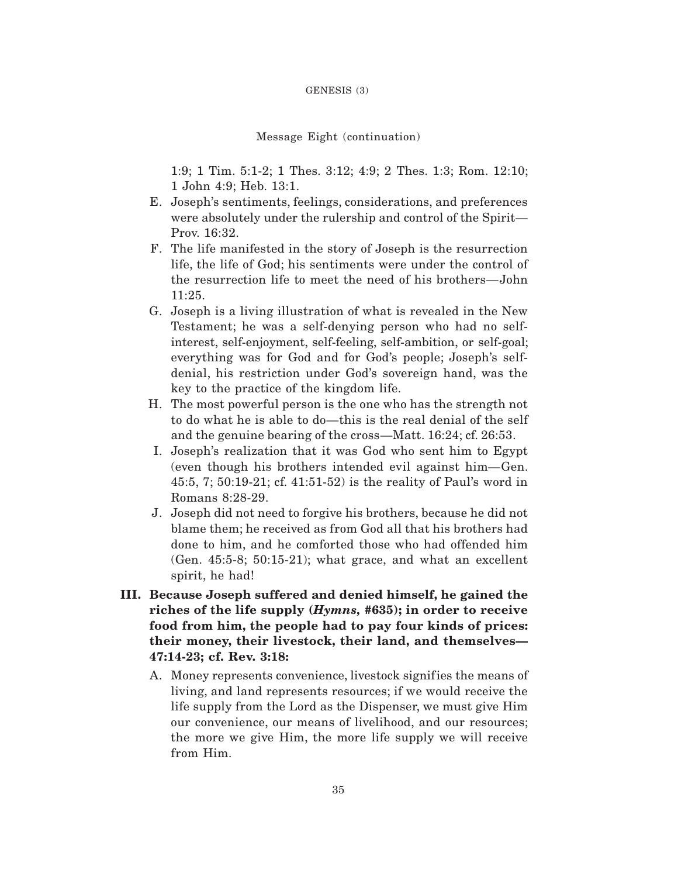1:9; 1 Tim. 5:1-2; 1 Thes. 3:12; 4:9; 2 Thes. 1:3; Rom. 12:10; 1 John 4:9; Heb. 13:1.

E. Joseph's sentiments, feelings, considerations, and preferences were absolutely under the rulership and control of the Spirit—Prov. 16:32.

F. The life manifested in the story of Joseph is the resurrection life, the life of God; his sentiments were under the control of the resurrection life to meet the need of his brothers—John 11:25.

G. Joseph is a living illustration of what is revealed in the New Testament; he was a self-denying person who had no self-interest, self-enjoyment, self-feeling, self-ambition, or self-goal; everything was for God and for God's people; Joseph's self-denial, his restriction under God's sovereign hand, was the key to the practice of the kingdom life.

H. The most powerful person is the one who has the strength not to do what he is able to do—this is the real denial of the self and the genuine bearing of the cross—Matt. 16:24; cf. 26:53.

I. Joseph's realization that it was God who sent him to Egypt (even though his brothers intended evil against him—Gen. 45:5, 7; 50:19-21; cf. 41:51-52) is the reality of Paul's word in Romans 8:28-29.

J. Joseph did not need to forgive his brothers, because he did not blame them; he received as from God all that his brothers had done to him, and he comforted those who had offended him (Gen. 45:5-8; 50:15-21); what grace, and what an excellent spirit, he had!

**III. Because Joseph suffered and denied himself, he gained the riches of the life supply (*Hymns,* #635); in order to receive food from him, the people had to pay four kinds of prices: their money, their livestock, their land, and themselves—47:14-23; cf. Rev. 3:18:**

A. Money represents convenience, livestock signifies the means of living, and land represents resources; if we would receive the life supply from the Lord as the Dispenser, we must give Him our convenience, our means of livelihood, and our resources; the more we give Him, the more life supply we will receive from Him.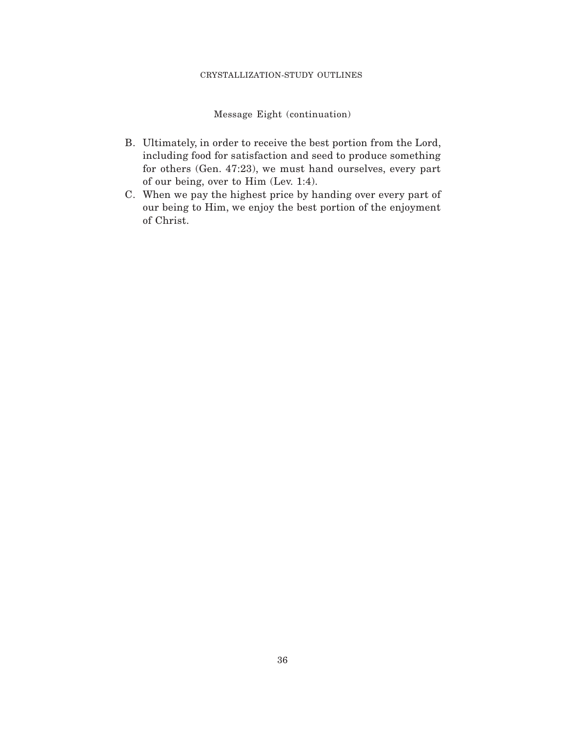Message Eight (continuation)

B. Ultimately, in order to receive the best portion from the Lord, including food for satisfaction and seed to produce something for others (Gen. 47:23), we must hand ourselves, every part of our being, over to Him (Lev. 1:4).

C. When we pay the highest price by handing over every part of our being to Him, we enjoy the best portion of the enjoyment of Christ.